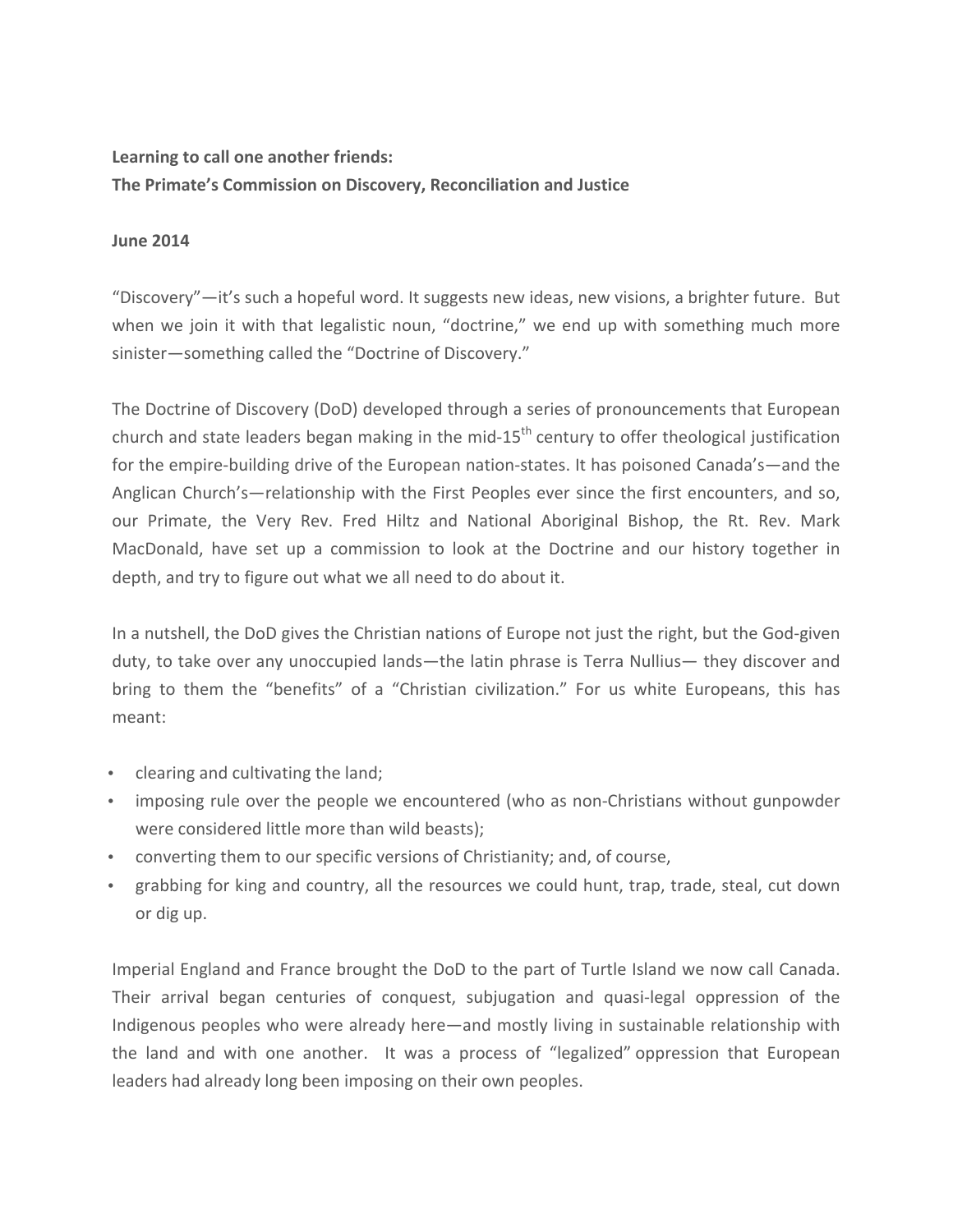**Learning to call one another friends:**
**The Primate's Commission on Discovery, Reconciliation and Justice**

**June 2014**

"Discovery"—it's such a hopeful word. It suggests new ideas, new visions, a brighter future. But when we join it with that legalistic noun, "doctrine," we end up with something much more sinister—something called the "Doctrine of Discovery."

The Doctrine of Discovery (DoD) developed through a series of pronouncements that European church and state leaders began making in the mid-15th century to offer theological justification for the empire-building drive of the European nation-states. It has poisoned Canada's—and the Anglican Church's—relationship with the First Peoples ever since the first encounters, and so, our Primate, the Very Rev. Fred Hiltz and National Aboriginal Bishop, the Rt. Rev. Mark MacDonald, have set up a commission to look at the Doctrine and our history together in depth, and try to figure out what we all need to do about it.

In a nutshell, the DoD gives the Christian nations of Europe not just the right, but the God-given duty, to take over any unoccupied lands—the latin phrase is Terra Nullius— they discover and bring to them the "benefits" of a "Christian civilization." For us white Europeans, this has meant:

- clearing and cultivating the land;
- imposing rule over the people we encountered (who as non-Christians without gunpowder were considered little more than wild beasts);
- converting them to our specific versions of Christianity; and, of course,
- grabbing for king and country, all the resources we could hunt, trap, trade, steal, cut down or dig up.

Imperial England and France brought the DoD to the part of Turtle Island we now call Canada. Their arrival began centuries of conquest, subjugation and quasi-legal oppression of the Indigenous peoples who were already here—and mostly living in sustainable relationship with the land and with one another. It was a process of "legalized" oppression that European leaders had already long been imposing on their own peoples.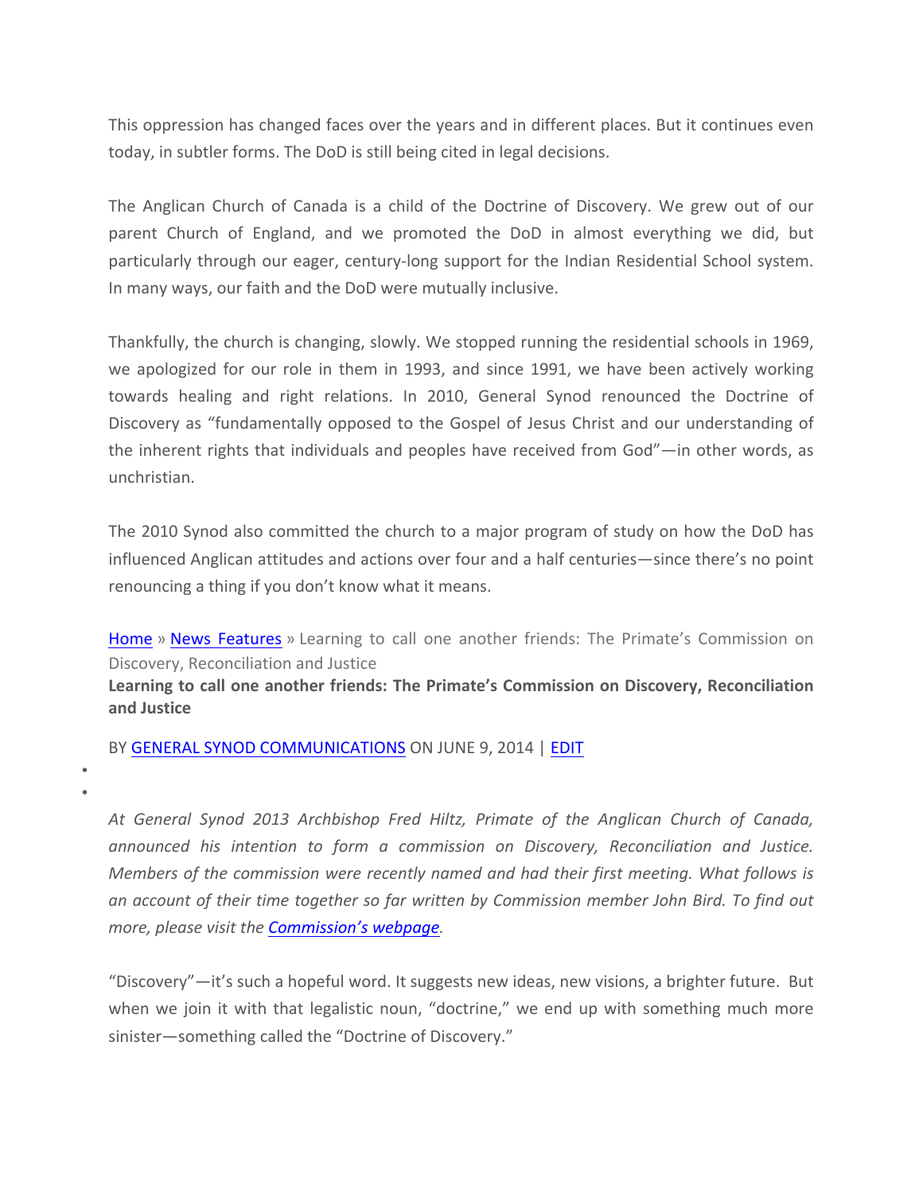This oppression has changed faces over the years and in different places. But it continues even today, in subtler forms. The DoD is still being cited in legal decisions.

The Anglican Church of Canada is a child of the Doctrine of Discovery. We grew out of our parent Church of England, and we promoted the DoD in almost everything we did, but particularly through our eager, century-long support for the Indian Residential School system. In many ways, our faith and the DoD were mutually inclusive.

Thankfully, the church is changing, slowly. We stopped running the residential schools in 1969, we apologized for our role in them in 1993, and since 1991, we have been actively working towards healing and right relations. In 2010, General Synod renounced the Doctrine of Discovery as "fundamentally opposed to the Gospel of Jesus Christ and our understanding of the inherent rights that individuals and peoples have received from God"—in other words, as unchristian.

The 2010 Synod also committed the church to a major program of study on how the DoD has influenced Anglican attitudes and actions over four and a half centuries—since there's no point renouncing a thing if you don't know what it means.

Home » News Features » Learning to call one another friends: The Primate's Commission on Discovery, Reconciliation and Justice

**Learning to call one another friends: The Primate's Commission on Discovery, Reconciliation and Justice**

BY GENERAL SYNOD COMMUNICATIONS ON JUNE 9, 2014 | EDIT

*At General Synod 2013 Archbishop Fred Hiltz, Primate of the Anglican Church of Canada, announced his intention to form a commission on Discovery, Reconciliation and Justice. Members of the commission were recently named and had their first meeting. What follows is an account of their time together so far written by Commission member John Bird. To find out more, please visit the Commission's webpage.*

"Discovery"—it's such a hopeful word. It suggests new ideas, new visions, a brighter future. But when we join it with that legalistic noun, "doctrine," we end up with something much more sinister—something called the "Doctrine of Discovery."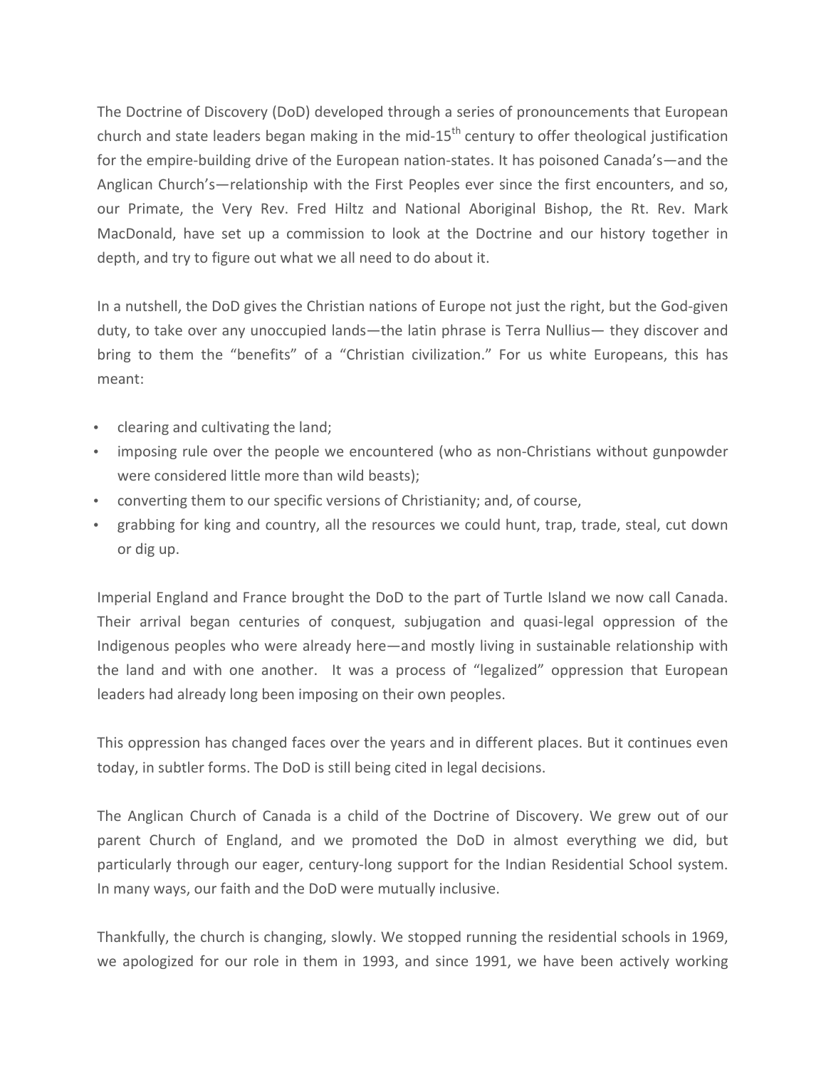The Doctrine of Discovery (DoD) developed through a series of pronouncements that European church and state leaders began making in the mid-15th century to offer theological justification for the empire-building drive of the European nation-states. It has poisoned Canada's—and the Anglican Church's—relationship with the First Peoples ever since the first encounters, and so, our Primate, the Very Rev. Fred Hiltz and National Aboriginal Bishop, the Rt. Rev. Mark MacDonald, have set up a commission to look at the Doctrine and our history together in depth, and try to figure out what we all need to do about it.

In a nutshell, the DoD gives the Christian nations of Europe not just the right, but the God-given duty, to take over any unoccupied lands—the latin phrase is Terra Nullius— they discover and bring to them the "benefits" of a "Christian civilization." For us white Europeans, this has meant:

- clearing and cultivating the land;
- imposing rule over the people we encountered (who as non-Christians without gunpowder were considered little more than wild beasts);
- converting them to our specific versions of Christianity; and, of course,
- grabbing for king and country, all the resources we could hunt, trap, trade, steal, cut down or dig up.

Imperial England and France brought the DoD to the part of Turtle Island we now call Canada. Their arrival began centuries of conquest, subjugation and quasi-legal oppression of the Indigenous peoples who were already here—and mostly living in sustainable relationship with the land and with one another. It was a process of "legalized" oppression that European leaders had already long been imposing on their own peoples.

This oppression has changed faces over the years and in different places. But it continues even today, in subtler forms. The DoD is still being cited in legal decisions.

The Anglican Church of Canada is a child of the Doctrine of Discovery. We grew out of our parent Church of England, and we promoted the DoD in almost everything we did, but particularly through our eager, century-long support for the Indian Residential School system. In many ways, our faith and the DoD were mutually inclusive.

Thankfully, the church is changing, slowly. We stopped running the residential schools in 1969, we apologized for our role in them in 1993, and since 1991, we have been actively working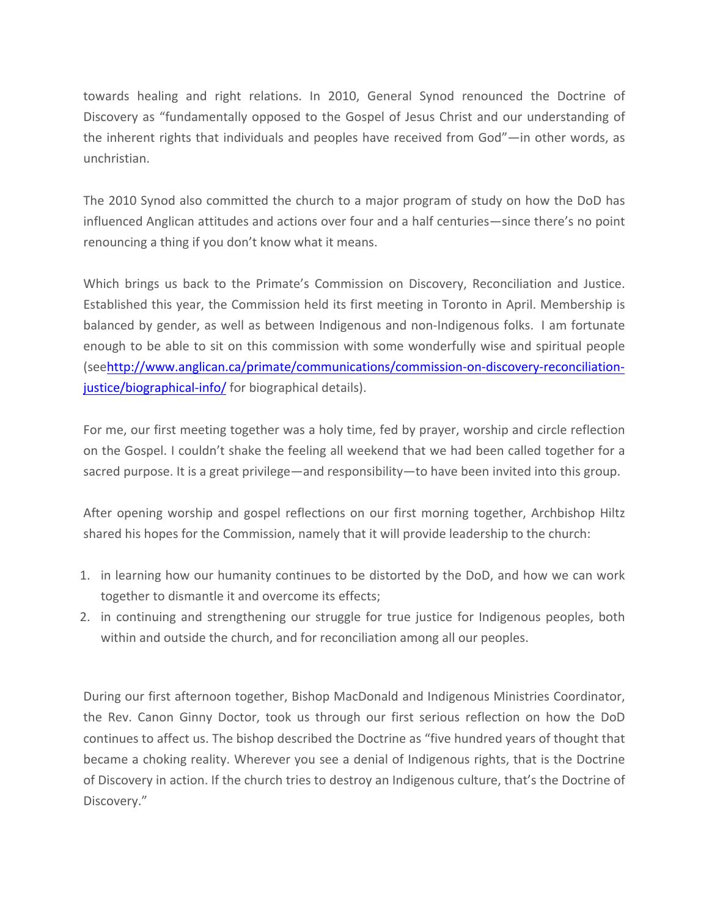towards healing and right relations. In 2010, General Synod renounced the Doctrine of Discovery as "fundamentally opposed to the Gospel of Jesus Christ and our understanding of the inherent rights that individuals and peoples have received from God"—in other words, as unchristian.

The 2010 Synod also committed the church to a major program of study on how the DoD has influenced Anglican attitudes and actions over four and a half centuries—since there's no point renouncing a thing if you don't know what it means.

Which brings us back to the Primate's Commission on Discovery, Reconciliation and Justice. Established this year, the Commission held its first meeting in Toronto in April. Membership is balanced by gender, as well as between Indigenous and non-Indigenous folks. I am fortunate enough to be able to sit on this commission with some wonderfully wise and spiritual people (seehttp://www.anglican.ca/primate/communications/commission-on-discovery-reconciliation-justice/biographical-info/ for biographical details).

For me, our first meeting together was a holy time, fed by prayer, worship and circle reflection on the Gospel. I couldn't shake the feeling all weekend that we had been called together for a sacred purpose. It is a great privilege—and responsibility—to have been invited into this group.

After opening worship and gospel reflections on our first morning together, Archbishop Hiltz shared his hopes for the Commission, namely that it will provide leadership to the church:

1. in learning how our humanity continues to be distorted by the DoD, and how we can work together to dismantle it and overcome its effects;
2. in continuing and strengthening our struggle for true justice for Indigenous peoples, both within and outside the church, and for reconciliation among all our peoples.

During our first afternoon together, Bishop MacDonald and Indigenous Ministries Coordinator, the Rev. Canon Ginny Doctor, took us through our first serious reflection on how the DoD continues to affect us. The bishop described the Doctrine as "five hundred years of thought that became a choking reality. Wherever you see a denial of Indigenous rights, that is the Doctrine of Discovery in action. If the church tries to destroy an Indigenous culture, that's the Doctrine of Discovery."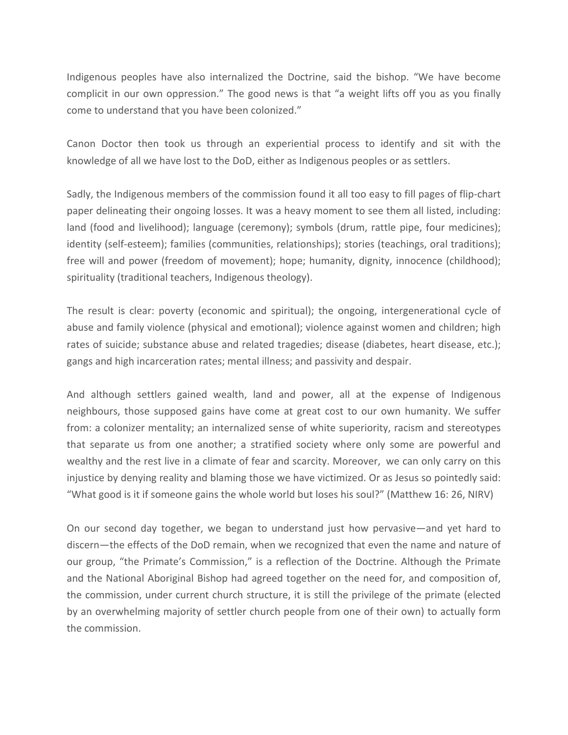Indigenous peoples have also internalized the Doctrine, said the bishop. "We have become complicit in our own oppression." The good news is that "a weight lifts off you as you finally come to understand that you have been colonized."

Canon Doctor then took us through an experiential process to identify and sit with the knowledge of all we have lost to the DoD, either as Indigenous peoples or as settlers.

Sadly, the Indigenous members of the commission found it all too easy to fill pages of flip-chart paper delineating their ongoing losses. It was a heavy moment to see them all listed, including: land (food and livelihood); language (ceremony); symbols (drum, rattle pipe, four medicines); identity (self-esteem); families (communities, relationships); stories (teachings, oral traditions); free will and power (freedom of movement); hope; humanity, dignity, innocence (childhood); spirituality (traditional teachers, Indigenous theology).

The result is clear: poverty (economic and spiritual); the ongoing, intergenerational cycle of abuse and family violence (physical and emotional); violence against women and children; high rates of suicide; substance abuse and related tragedies; disease (diabetes, heart disease, etc.); gangs and high incarceration rates; mental illness; and passivity and despair.

And although settlers gained wealth, land and power, all at the expense of Indigenous neighbours, those supposed gains have come at great cost to our own humanity. We suffer from: a colonizer mentality; an internalized sense of white superiority, racism and stereotypes that separate us from one another; a stratified society where only some are powerful and wealthy and the rest live in a climate of fear and scarcity. Moreover, we can only carry on this injustice by denying reality and blaming those we have victimized. Or as Jesus so pointedly said: "What good is it if someone gains the whole world but loses his soul?" (Matthew 16: 26, NIRV)

On our second day together, we began to understand just how pervasive—and yet hard to discern—the effects of the DoD remain, when we recognized that even the name and nature of our group, "the Primate's Commission," is a reflection of the Doctrine. Although the Primate and the National Aboriginal Bishop had agreed together on the need for, and composition of, the commission, under current church structure, it is still the privilege of the primate (elected by an overwhelming majority of settler church people from one of their own) to actually form the commission.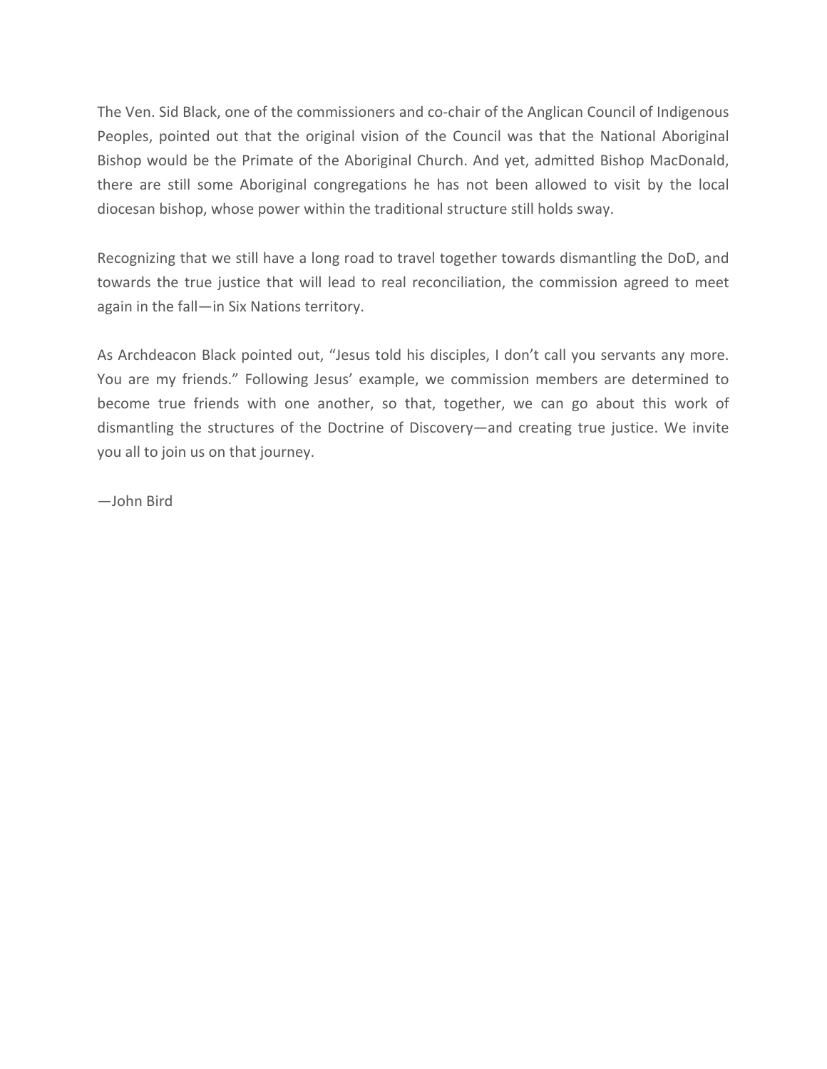The Ven. Sid Black, one of the commissioners and co-chair of the Anglican Council of Indigenous Peoples, pointed out that the original vision of the Council was that the National Aboriginal Bishop would be the Primate of the Aboriginal Church. And yet, admitted Bishop MacDonald, there are still some Aboriginal congregations he has not been allowed to visit by the local diocesan bishop, whose power within the traditional structure still holds sway.

Recognizing that we still have a long road to travel together towards dismantling the DoD, and towards the true justice that will lead to real reconciliation, the commission agreed to meet again in the fall—in Six Nations territory.

As Archdeacon Black pointed out, "Jesus told his disciples, I don't call you servants any more. You are my friends." Following Jesus' example, we commission members are determined to become true friends with one another, so that, together, we can go about this work of dismantling the structures of the Doctrine of Discovery—and creating true justice. We invite you all to join us on that journey.

—John Bird